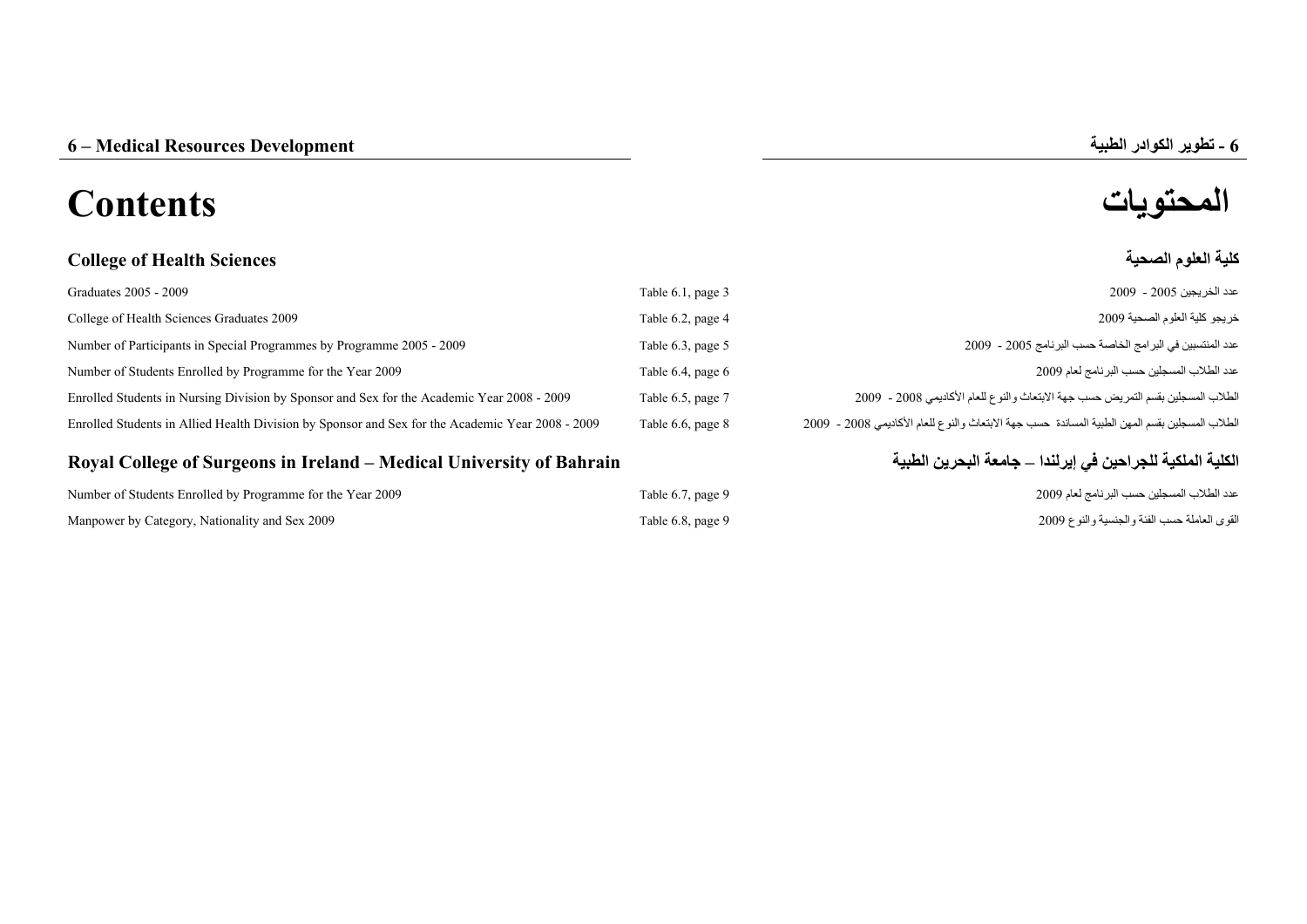# 6 – Medical Resources Development

# 6 - تطوير الكوادر الطبية

# Contents

# المحتويات

## College of Health Sciences

## كلية العلوم الصحية

| | | |
|---|---|---|
| Graduates 2005 - 2009 | Table 6.1, page 3 | عدد الخريجين 2005 - 2009 |
| College of Health Sciences Graduates 2009 | Table 6.2, page 4 | خريجو كلية العلوم الصحية 2009 |
| Number of Participants in Special Programmes by Programme 2005 - 2009 | Table 6.3, page 5 | عدد المنتسبين في البرامج الخاصة حسب البرنامج 2005 - 2009 |
| Number of Students Enrolled by Programme for the Year 2009 | Table 6.4, page 6 | عدد الطلاب المسجلين حسب البرنامج لعام 2009 |
| Enrolled Students in Nursing Division by Sponsor and Sex for the Academic Year 2008 - 2009 | Table 6.5, page 7 | الطلاب المسجلين بقسم التمريض حسب جهة الابتعاث والنوع للعام الأكاديمي 2008 - 2009 |
| Enrolled Students in Allied Health Division by Sponsor and Sex for the Academic Year 2008 - 2009 | Table 6.6, page 8 | الطلاب المسجلين بقسم المهن الطبية المساندة حسب جهة الابتعاث والنوع للعام الأكاديمي 2008 - 2009 |

## Royal College of Surgeons in Ireland – Medical University of Bahrain

## الكلية الملكية للجراحين في إيرلندا – جامعة البحرين الطبية

| | | |
|---|---|---|
| Number of Students Enrolled by Programme for the Year 2009 | Table 6.7, page 9 | عدد الطلاب المسجلين حسب البرنامج لعام 2009 |
| Manpower by Category, Nationality and Sex 2009 | Table 6.8, page 9 | القوى العاملة حسب الفئة والجنسية والنوع 2009 |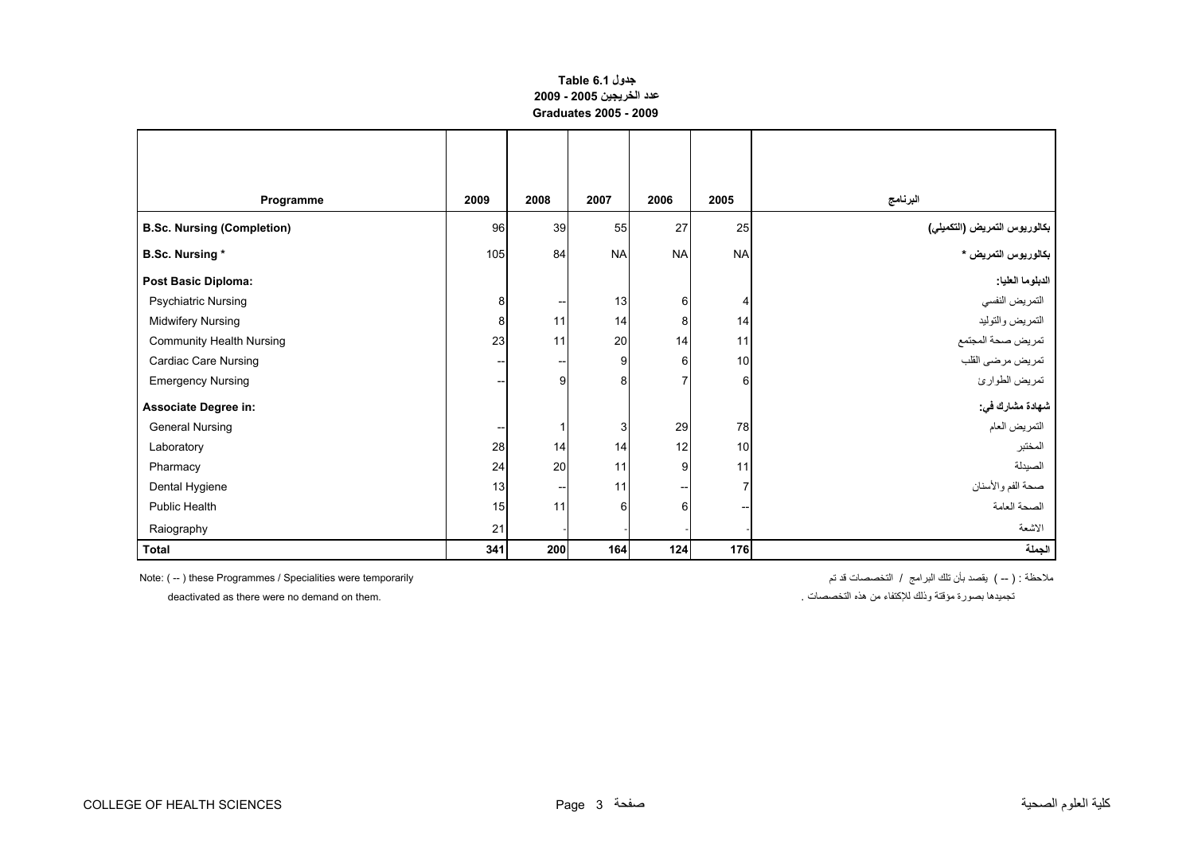**Table 6.1 جدول**
**عدد الخريجين 2005 - 2009**
**Graduates 2005 - 2009**

| Programme | 2009 | 2008 | 2007 | 2006 | 2005 | البرنامج |
|---|---|---|---|---|---|---|
| **B.Sc. Nursing (Completion)** | 96 | 39 | 55 | 27 | 25 | **بكالوريوس التمريض (التكميلي)** |
| **B.Sc. Nursing *** | 105 | 84 | NA | NA | NA | **بكالوريوس التمريض *** |
| **Post Basic Diploma:** | | | | | | **الدبلوما العليا:** |
| Psychiatric Nursing | 8 | -- | 13 | 6 | 4 | التمريض النفسي |
| Midwifery Nursing | 8 | 11 | 14 | 8 | 14 | التمريض والتوليد |
| Community Health Nursing | 23 | 11 | 20 | 14 | 11 | تمريض صحة المجتمع |
| Cardiac Care Nursing | -- | -- | 9 | 6 | 10 | تمريض مرضى القلب |
| Emergency Nursing | -- | 9 | 8 | 7 | 6 | تمريض الطوارئ |
| **Associate Degree in:** | | | | | | **شهادة مشارك في:** |
| General Nursing | -- | 1 | 3 | 29 | 78 | التمريض العام |
| Laboratory | 28 | 14 | 14 | 12 | 10 | المختبر |
| Pharmacy | 24 | 20 | 11 | 9 | 11 | الصيدلة |
| Dental Hygiene | 13 | -- | 11 | -- | 7 | صحة الفم والأسنان |
| Public Health | 15 | 11 | 6 | 6 | -- | الصحة العامة |
| Raiography | 21 | - | - | - | - | الاشعة |
| **Total** | **341** | **200** | **164** | **124** | **176** | **الجملة** |

Note: ( -- ) these Programmes / Specialities were temporarily deactivated as there were no demand on them.

ملاحظة : ( -- ) يقصد بأن تلك البرامج / التخصصات قد تم تجميدها بصورة مؤقتة وذلك للإكتفاء من هذه التخصصات .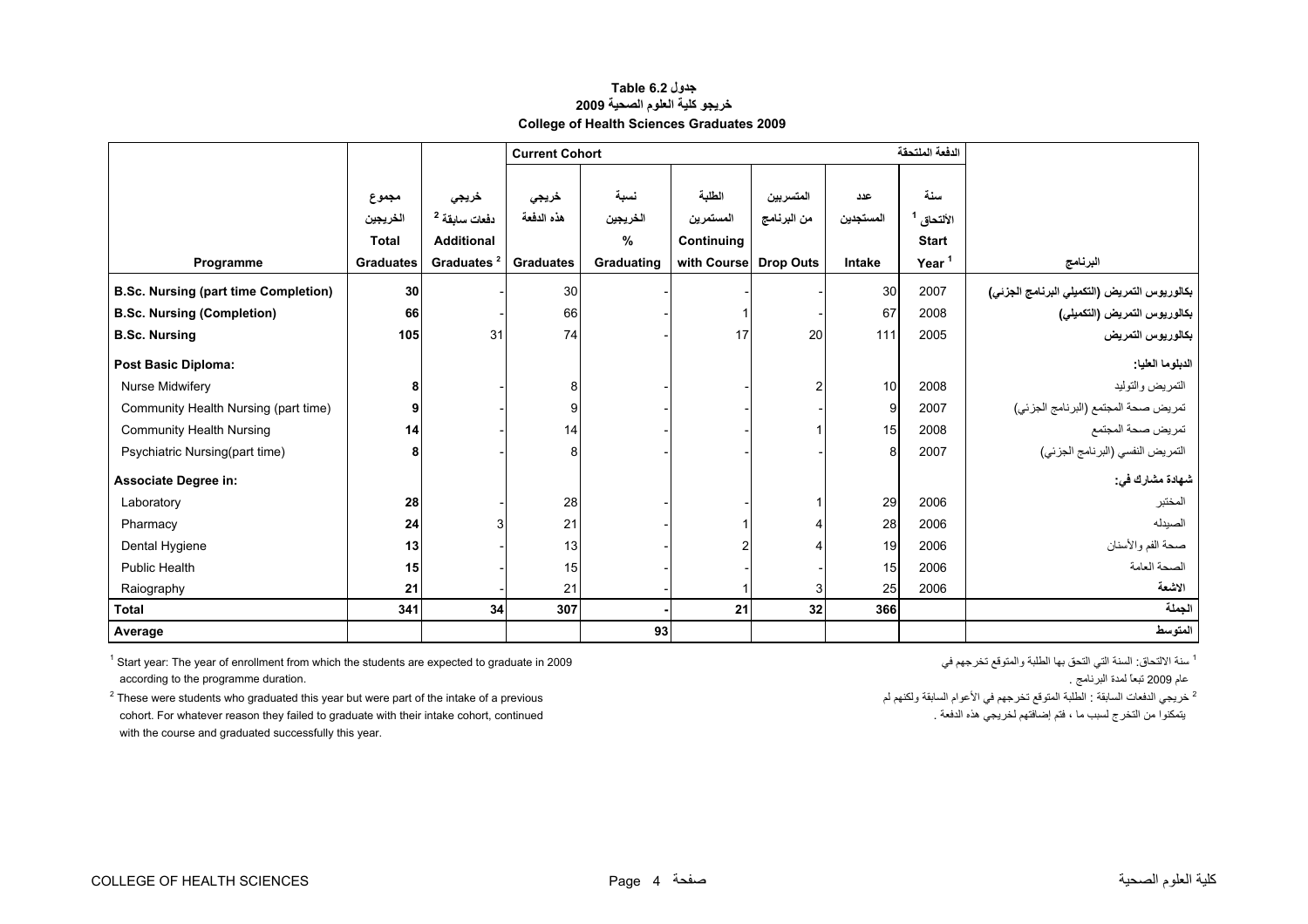**جدول Table 6.2**

**خريجو كلية العلوم الصحية 2009**

**College of Health Sciences Graduates 2009**

| | | | Current Cohort | | | | الدفعة الملتحقة | | |
|---|---|---|---|---|---|---|---|---|---|
| Programme | مجموع الخريجين Total Graduates | خريجي دفعات سابقة [2] Additional Graduates [2] | خريجي هذه الدفعة Graduates | نسبة الخريجين % Graduating | الطلبة المستمرين Continuing with Course | المتسربين من البرنامج Drop Outs | عدد المستجدين Intake | سنة الألتحاق [1] Start Year [1] | البرنامج |
| **B.Sc. Nursing (part time Completion)** | **30** | - | 30 | - | - | - | 30 | 2007 | **بكالوريوس التمريض (التكميلي البرنامج الجزئي)** |
| **B.Sc. Nursing (Completion)** | **66** | - | 66 | - | 1 | - | 67 | 2008 | **بكالوريوس التمريض (التكميلي)** |
| **B.Sc. Nursing** | **105** | 31 | 74 | - | 17 | 20 | 111 | 2005 | **بكالوريوس التمريض** |
| **Post Basic Diploma:** | | | | | | | | | **الدبلوما العليا:** |
| Nurse Midwifery | **8** | - | 8 | - | - | 2 | 10 | 2008 | التمريض والتوليد |
| Community Health Nursing (part time) | **9** | - | 9 | - | - | - | 9 | 2007 | تمريض صحة المجتمع (البرنامج الجزئي) |
| Community Health Nursing | **14** | - | 14 | - | - | 1 | 15 | 2008 | تمريض صحة المجتمع |
| Psychiatric Nursing(part time) | **8** | - | 8 | - | - | - | 8 | 2007 | التمريض النفسي (البرنامج الجزئي) |
| **Associate Degree in:** | | | | | | | | | **شهادة مشارك في:** |
| Laboratory | **28** | - | 28 | - | - | 1 | 29 | 2006 | المختبر |
| Pharmacy | **24** | 3 | 21 | - | 1 | 4 | 28 | 2006 | الصيدله |
| Dental Hygiene | **13** | - | 13 | - | 2 | 4 | 19 | 2006 | صحة الفم والأسنان |
| Public Health | **15** | - | 15 | - | - | - | 15 | 2006 | الصحة العامة |
| Raiography | **21** | - | 21 | - | 1 | 3 | 25 | 2006 | الاشعة |
| **Total** | **341** | **34** | **307** | **-** | **21** | **32** | **366** | | **الجملة** |
| **Average** | | | | **93** | | | | | **المتوسط** |

[1] Start year: The year of enrollment from which the students are expected to graduate in 2009 according to the programme duration.

[2] These were students who graduated this year but were part of the intake of a previous cohort. For whatever reason they failed to graduate with their intake cohort, continued with the course and graduated successfully this year.

[1] سنة الالتحاق: السنة التي التحق بها الطلبة والمتوقع تخرجهم في عام 2009 تبعاً لمدة البرنامج .

[2] خريجي الدفعات السابقة : الطلبة المتوقع تخرجهم في الأعوام السابقة ولكنهم لم يتمكنوا من التخرج لسبب ما ، فتم إضافتهم لخريجي هذه الدفعة .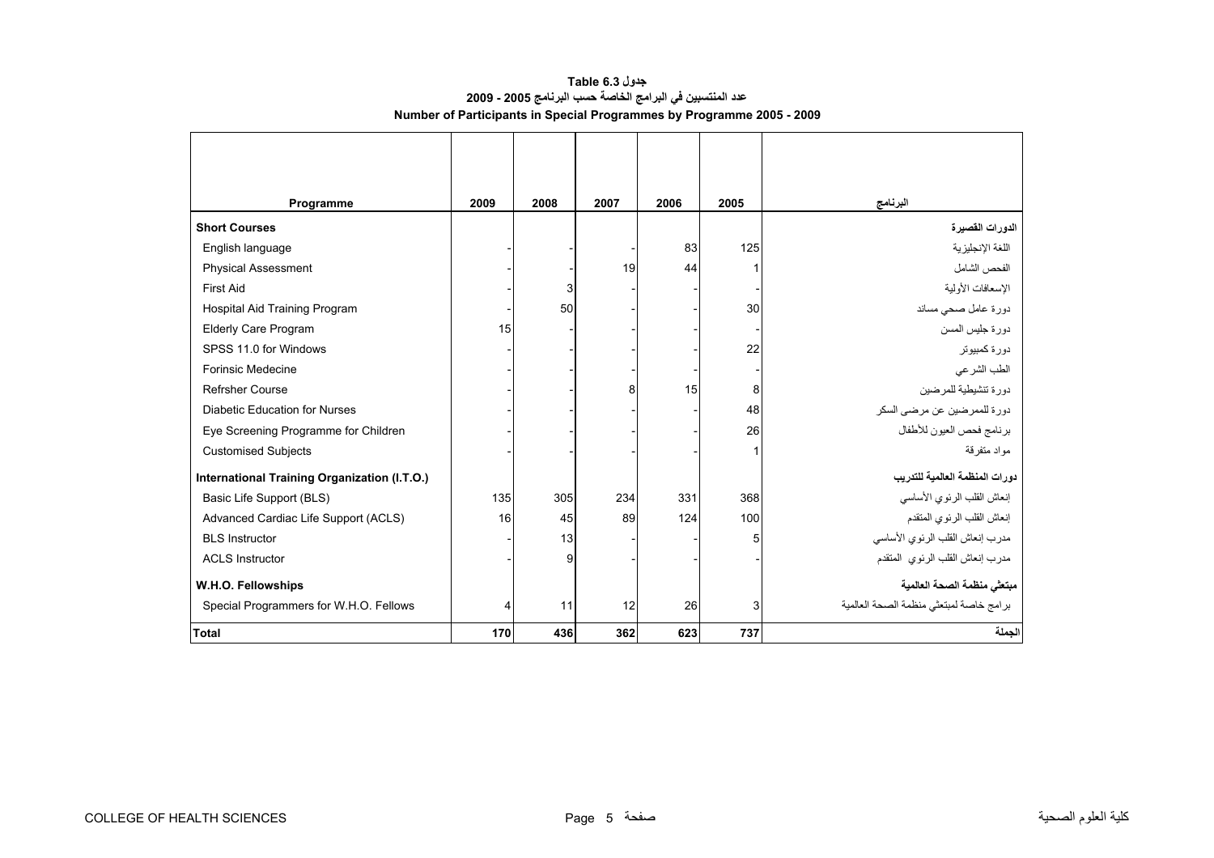**جدول 6.3 Table**

**عدد المنتسبين في البرامج الخاصة حسب البرنامج 2005 - 2009**

**Number of Participants in Special Programmes by Programme 2005 - 2009**

| Programme | 2009 | 2008 | 2007 | 2006 | 2005 | البرنامج |
|---|---|---|---|---|---|---|
| **Short Courses** | | | | | | **الدورات القصيرة** |
| English language | - | - | - | 83 | 125 | اللغة الإنجليزية |
| Physical Assessment | - | - | 19 | 44 | 1 | الفحص الشامل |
| First Aid | - | 3 | - | - | - | الإسعافات الأولية |
| Hospital Aid Training Program | - | 50 | - | - | 30 | دورة عامل صحي مساند |
| Elderly Care Program | 15 | - | - | - | - | دورة جليس المسن |
| SPSS 11.0 for Windows | - | - | - | - | 22 | دورة كمبيوتر |
| Forinsic Medecine | - | - | - | - | - | الطب الشرعي |
| Refrsher Course | - | - | 8 | 15 | 8 | دورة تنشيطية للمرضين |
| Diabetic Education for Nurses | - | - | - | - | 48 | دورة للممرضين عن مرضى السكر |
| Eye Screening Programme for Children | - | - | - | - | 26 | برنامج فحص العيون للأطفال |
| Customised Subjects | - | - | - | - | 1 | مواد متفرقة |
| **International Training Organization (I.T.O.)** | | | | | | **دورات المنظمة العالمية للتدريب** |
| Basic Life Support (BLS) | 135 | 305 | 234 | 331 | 368 | إنعاش القلب الرئوي الأساسي |
| Advanced Cardiac Life Support (ACLS) | 16 | 45 | 89 | 124 | 100 | إنعاش القلب الرئوي المتقدم |
| BLS Instructor | - | 13 | - | - | 5 | مدرب إنعاش القلب الرئوي الأساسي |
| ACLS Instructor | - | 9 | - | - | - | مدرب إنعاش القلب الرئوي المتقدم |
| **W.H.O. Fellowships** | | | | | | **مبتعثي منظمة الصحة العالمية** |
| Special Programmers for W.H.O. Fellows | 4 | 11 | 12 | 26 | 3 | برامج خاصة لمبتعثي منظمة الصحة العالمية |
| **Total** | **170** | **436** | **362** | **623** | **737** | **الجملة** |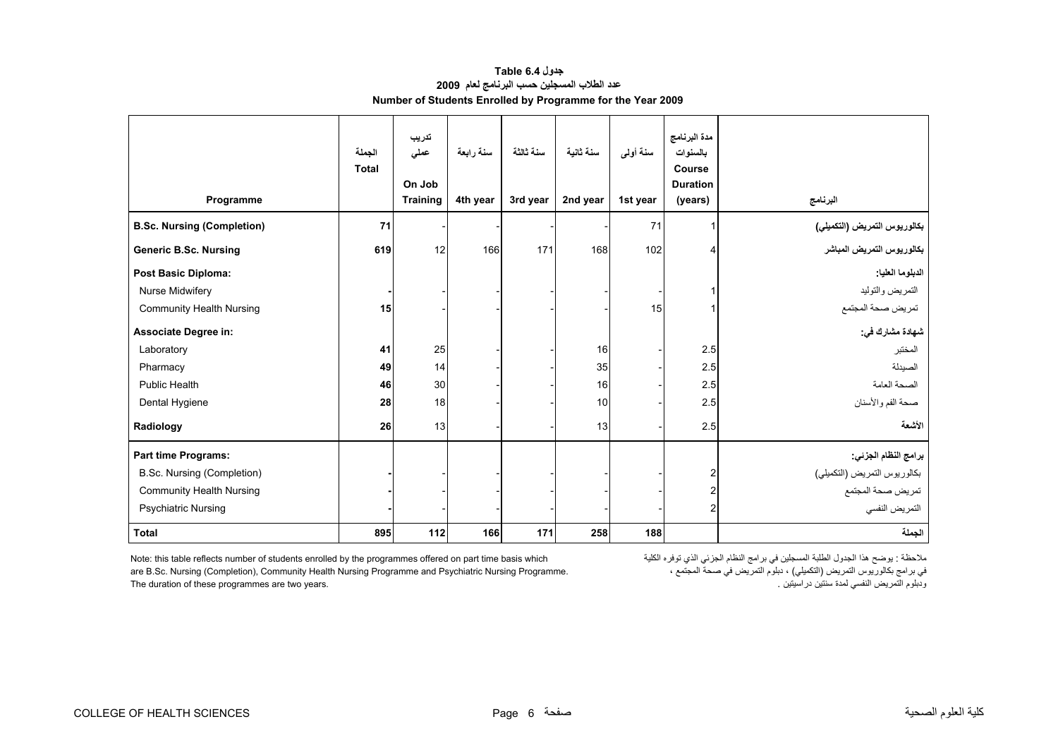### جدول Table 6.4

### عدد الطلاب المسجلين حسب البرنامج لعام 2009

### Number of Students Enrolled by Programme for the Year 2009

| Programme | الجملة Total | تدريب عملي On Job Training | سنة رابعة 4th year | سنة ثالثة 3rd year | سنة ثانية 2nd year | سنة أولى 1st year | مدة البرنامج بالسنوات Course Duration (years) | البرنامج |
|---|---|---|---|---|---|---|---|---|
| **B.Sc. Nursing (Completion)** | **71** | - | - | - | - | 71 | 1 | **بكالوريوس التمريض (التكميلي)** |
| **Generic B.Sc. Nursing** | **619** | 12 | 166 | 171 | 168 | 102 | 4 | **بكالوريوس التمريض المباشر** |
| **Post Basic Diploma:** | | | | | | | | **الدبلوما العليا:** |
| Nurse Midwifery | **-** | - | - | - | - | - | 1 | التمريض والتوليد |
| Community Health Nursing | **15** | - | - | - | - | 15 | 1 | تمريض صحة المجتمع |
| **Associate Degree in:** | | | | | | | | **شهادة مشارك في:** |
| Laboratory | **41** | 25 | - | - | 16 | - | 2.5 | المختبر |
| Pharmacy | **49** | 14 | - | - | 35 | - | 2.5 | الصيدلة |
| Public Health | **46** | 30 | - | - | 16 | - | 2.5 | الصحة العامة |
| Dental Hygiene | **28** | 18 | - | - | 10 | - | 2.5 | صحة الفم والأسنان |
| **Radiology** | **26** | 13 | - | - | 13 | - | 2.5 | **الأشعة** |
| **Part time Programs:** | | | | | | | | **برامج النظام الجزئي:** |
| B.Sc. Nursing (Completion) | **-** | - | - | - | - | - | 2 | بكالوريوس التمريض (التكميلي) |
| Community Health Nursing | **-** | - | - | - | - | - | 2 | تمريض صحة المجتمع |
| Psychiatric Nursing | **-** | - | - | - | - | - | 2 | التمريض النفسي |
| **Total** | **895** | **112** | **166** | **171** | **258** | **188** | | **الجملة** |

Note: this table reflects number of students enrolled by the programmes offered on part time basis which are B.Sc. Nursing (Completion), Community Health Nursing Programme and Psychiatric Nursing Programme. The duration of these programmes are two years.

ملاحظة : يوضح هذا الجدول الطلبة المسجلين في برامج النظام الجزئي الذي توفره الكلية في برامج بكالوريوس التمريض (التكميلي) ، دبلوم التمريض في صحة المجتمع ، ودبلوم التمريض النفسي لمدة سنتين دراسيتين .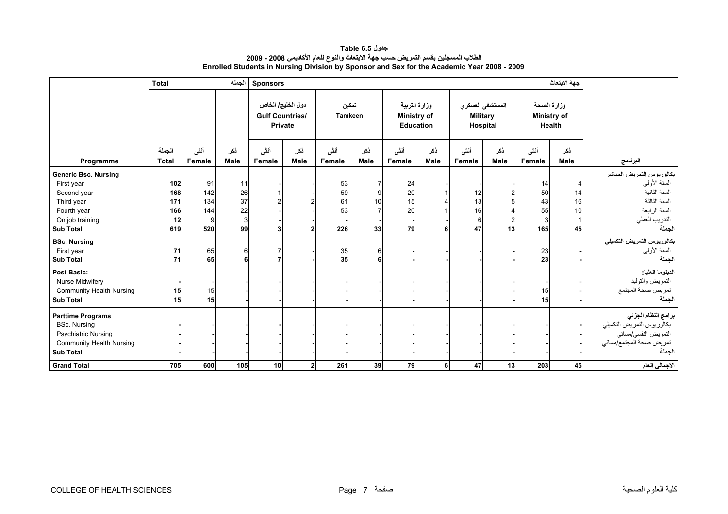**جدول Table 6.5**

**الطلاب المسجلين بقسم التمريض حسب جهة الابتعاث والنوع للعام الأكاديمي 2008 - 2009**

**Enrolled Students in Nursing Division by Sponsor and Sex for the Academic Year 2008 - 2009**

| | Total | | الجملة | Sponsors | | | | | | | | | جهة الابتعاث | |
|---|---|---|---|---|---|---|---|---|---|---|---|---|---|---|
| | | | | دول الخليج/ الخاص Gulf Countries/ Private | | تمكين Tamkeen | | وزارة التربية Ministry of Education | | المستشفى العسكري Military Hospital | | وزارة الصحة Ministry of Health | | |
| Programme | الجملة Total | أنثى Female | ذكر Male | أنثى Female | ذكر Male | أنثى Female | ذكر Male | أنثى Female | ذكر Male | أنثى Female | ذكر Male | أنثى Female | ذكر Male | البرنامج |
| **Generic Bsc. Nursing** | | | | | | | | | | | | | | **بكالوريوس التمريض المباشر** |
| First year | **102** | 91 | 11 | - | - | 53 | 7 | 24 | - | - | - | 14 | 4 | السنة الأولى |
| Second year | **168** | 142 | 26 | 1 | - | 59 | 9 | 20 | 1 | 12 | 2 | 50 | 14 | السنة الثانية |
| Third year | **171** | 134 | 37 | 2 | 2 | 61 | 10 | 15 | 4 | 13 | 5 | 43 | 16 | السنة الثالثة |
| Fourth year | **166** | 144 | 22 | - | - | 53 | 7 | 20 | 1 | 16 | 4 | 55 | 10 | السنة الرابعة |
| On job training | **12** | 9 | 3 | - | - | - | - | - | - | 6 | 2 | 3 | 1 | التدريب العملي |
| **Sub Total** | **619** | **520** | **99** | **3** | **2** | **226** | **33** | **79** | **6** | **47** | **13** | **165** | **45** | **الجملة** |
| **BSc. Nursing** | | | | | | | | | | | | | | **بكالوريوس التمريض التكميلي** |
| First year | **71** | 65 | 6 | 7 | - | 35 | 6 | - | - | - | - | 23 | - | السنة الأولى |
| **Sub Total** | **71** | **65** | **6** | **7** | **-** | **35** | **6** | **-** | **-** | **-** | **-** | **23** | **-** | **الجملة** |
| **Post Basic:** | | | | | | | | | | | | | | **الدبلوما العليا:** |
| Nurse Midwifery | **-** | - | - | - | - | - | - | - | - | - | - | - | - | التمريض والتوليد |
| Community Health Nursing | **15** | 15 | - | - | - | - | - | - | - | - | - | 15 | - | تمريض صحة المجتمع |
| **Sub Total** | **15** | **15** | **-** | **-** | **-** | **-** | **-** | **-** | **-** | **-** | **-** | **15** | **-** | **الجملة** |
| **Parttime Programs** | | | | | | | | | | | | | | **برامج النظام الجزئي** |
| BSc. Nursing | **-** | - | - | **-** | - | - | **-** | - | - | **-** | - | - | **-** | بكالوريوس التمريض التكميلي |
| Psychiatric Nursing | **-** | - | - | **-** | - | - | **-** | - | - | **-** | - | - | **-** | التمريض النفسي/مسائي |
| Community Health Nursing | **-** | - | - | **-** | - | - | **-** | - | - | **-** | - | - | **-** | تمريض صحة المجتمع/مسائي |
| **Sub Total** | **-** | **-** | **-** | **-** | **-** | **-** | **-** | **-** | **-** | **-** | **-** | **-** | **-** | **الجملة** |
| **Grand Total** | **705** | **600** | **105** | **10** | **2** | **261** | **39** | **79** | **6** | **47** | **13** | **203** | **45** | **الاجمالي العام** |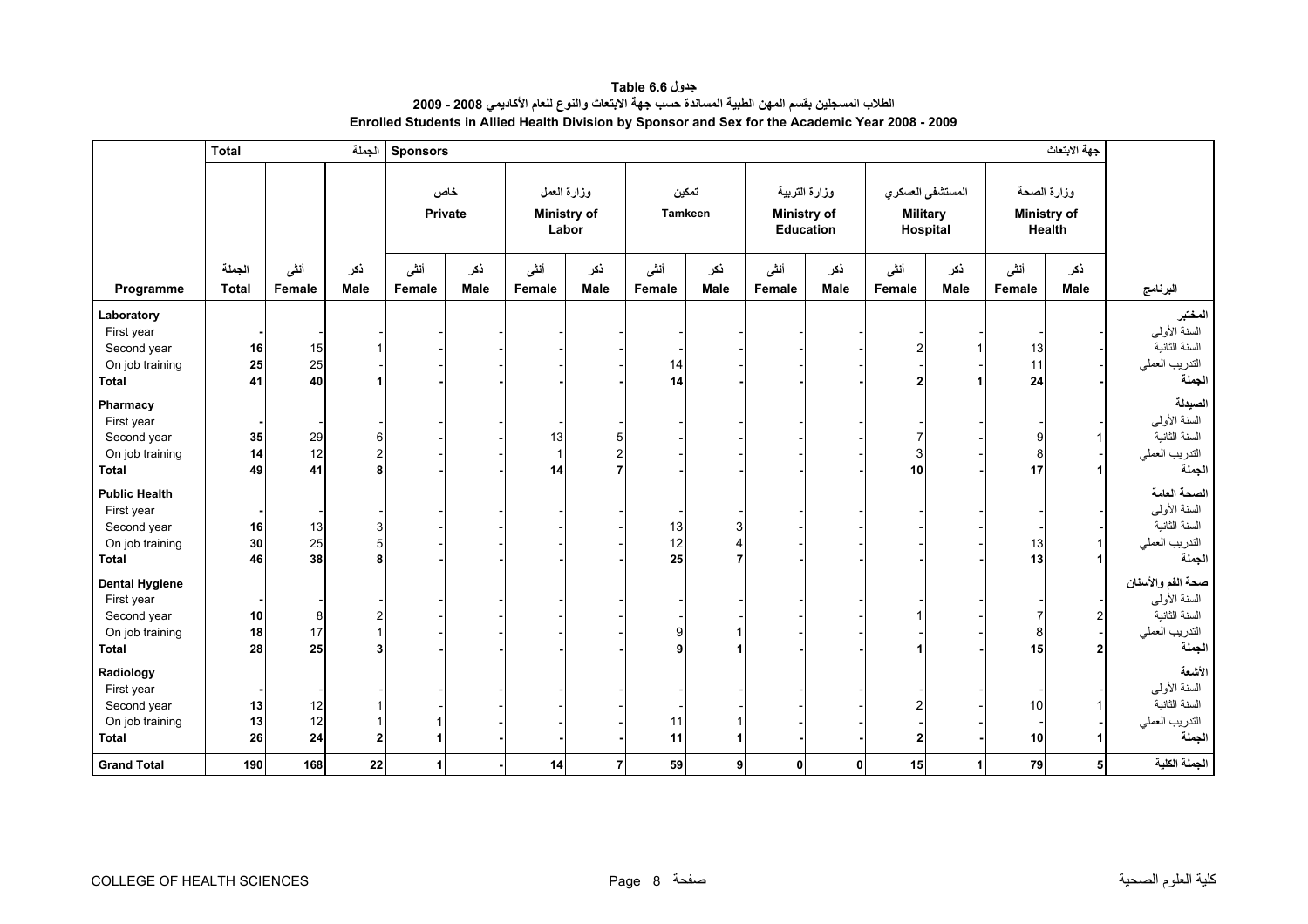**جدول Table 6.6**

**الطلاب المسجلين بقسم المهن الطبية المساندة حسب جهة الابتعاث والنوع للعام الأكاديمي 2008 - 2009**

**Enrolled Students in Allied Health Division by Sponsor and Sex for the Academic Year 2008 - 2009**

| | Total | | الجملة | Sponsors | | | | | | | | | | | جهة الابتعاث | |
|---|---|---|---|---|---|---|---|---|---|---|---|---|---|---|---|---|
| | | | | خاص Private | | وزارة العمل Ministry of Labor | | تمكين Tamkeen | | وزارة التربية Ministry of Education | | المستشفى العسكري Military Hospital | | وزارة الصحة Ministry of Health | | |
| Programme | الجملة Total | أنثى Female | ذكر Male | أنثى Female | ذكر Male | أنثى Female | ذكر Male | أنثى Female | ذكر Male | أنثى Female | ذكر Male | أنثى Female | ذكر Male | أنثى Female | ذكر Male | البرنامج |
| **Laboratory** | | | | | | | | | | | | | | | | **المختبر** |
| First year | - | - | - | - | - | - | - | - | - | - | - | - | - | - | - | السنة الأولى |
| Second year | 16 | 15 | 1 | - | - | - | - | - | - | - | - | 2 | 1 | 13 | - | السنة الثانية |
| On job training | 25 | 25 | - | - | - | - | - | 14 | - | - | - | - | - | 11 | - | التدريب العملي |
| **Total** | **41** | **40** | **1** | **-** | **-** | **-** | **-** | **14** | **-** | **-** | **-** | **2** | **1** | **24** | **-** | **الجملة** |
| **Pharmacy** | | | | | | | | | | | | | | | | **الصيدلة** |
| First year | - | - | - | - | - | - | - | - | - | - | - | - | - | - | - | السنة الأولى |
| Second year | 35 | 29 | 6 | - | - | 13 | 5 | - | - | - | - | 7 | - | 9 | 1 | السنة الثانية |
| On job training | 14 | 12 | 2 | - | - | 1 | 2 | - | - | - | - | 3 | - | 8 | - | التدريب العملي |
| **Total** | **49** | **41** | **8** | **-** | **-** | **14** | **7** | **-** | **-** | **-** | **-** | **10** | **-** | **17** | **1** | **الجملة** |
| **Public Health** | | | | | | | | | | | | | | | | **الصحة العامة** |
| First year | - | - | - | - | - | - | - | - | - | - | - | - | - | - | - | السنة الأولى |
| Second year | 16 | 13 | 3 | - | - | - | - | 13 | 3 | - | - | - | - | - | - | السنة الثانية |
| On job training | 30 | 25 | 5 | - | - | - | - | 12 | 4 | - | - | - | - | 13 | 1 | التدريب العملي |
| **Total** | **46** | **38** | **8** | **-** | **-** | **-** | **-** | **25** | **7** | **-** | **-** | **-** | **-** | **13** | **1** | **الجملة** |
| **Dental Hygiene** | | | | | | | | | | | | | | | | **صحة الفم والأسنان** |
| First year | - | - | - | - | - | - | - | - | - | - | - | - | - | - | - | السنة الأولى |
| Second year | 10 | 8 | 2 | - | - | - | - | - | - | - | - | 1 | - | 7 | 2 | السنة الثانية |
| On job training | 18 | 17 | 1 | - | - | - | - | 9 | 1 | - | - | - | - | 8 | - | التدريب العملي |
| **Total** | **28** | **25** | **3** | **-** | **-** | **-** | **-** | **9** | **1** | **-** | **-** | **1** | **-** | **15** | **2** | **الجملة** |
| **Radiology** | | | | | | | | | | | | | | | | **الأشعة** |
| First year | - | - | - | - | - | - | - | - | - | - | - | - | - | - | - | السنة الأولى |
| Second year | 13 | 12 | 1 | - | - | - | - | - | - | - | - | 2 | - | 10 | 1 | السنة الثانية |
| On job training | 13 | 12 | 1 | 1 | - | - | - | 11 | 1 | - | - | - | - | - | - | التدريب العملي |
| **Total** | **26** | **24** | **2** | **1** | **-** | **-** | **-** | **11** | **1** | **-** | **-** | **2** | **-** | **10** | **1** | **الجملة** |
| **Grand Total** | **190** | **168** | **22** | **1** | **-** | **14** | **7** | **59** | **9** | **0** | **0** | **15** | **1** | **79** | **5** | **الجملة الكلية** |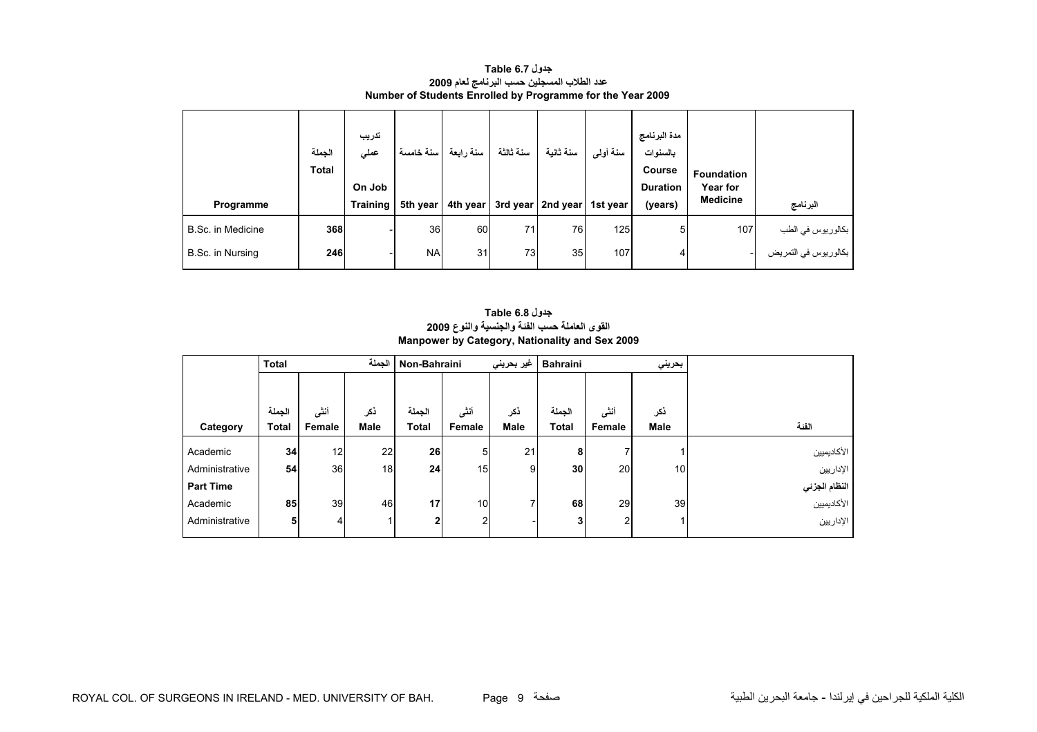**جدول Table 6.7**

**عدد الطلاب المسجلين حسب البرنامج لعام 2009**

**Number of Students Enrolled by Programme for the Year 2009**

| Programme | الجملة Total | تدريب عملي On Job Training | سنة خامسة 5th year | سنة رابعة 4th year | سنة ثالثة 3rd year | سنة ثانية 2nd year | سنة أولى 1st year | مدة البرنامج بالسنوات Course Duration (years) | Foundation Year for Medicine | البرنامج |
|---|---|---|---|---|---|---|---|---|---|---|
| B.Sc. in Medicine | **368** | - | 36 | 60 | 71 | 76 | 125 | 5 | 107 | بكالوريوس في الطب |
| B.Sc. in Nursing | **246** | - | NA | 31 | 73 | 35 | 107 | 4 | - | بكالوريوس في التمريض |

**جدول Table 6.8**

**القوى العاملة حسب الفئة والجنسية والنوع 2009**

**Manpower by Category, Nationality and Sex 2009**

| | Total الجملة | | | Non-Bahraini غير بحريني | | | Bahraini بحريني | | | |
|---|---|---|---|---|---|---|---|---|---|---|
| Category | الجملة Total | أنثى Female | ذكر Male | الجملة Total | أنثى Female | ذكر Male | الجملة Total | أنثى Female | ذكر Male | الفئة |
| Academic | **34** | 12 | 22 | **26** | 5 | 21 | **8** | 7 | 1 | الأكاديميين |
| Administrative | **54** | 36 | 18 | **24** | 15 | 9 | **30** | 20 | 10 | الإداريين |
| **Part Time** | | | | | | | | | | **النظام الجزئي** |
| Academic | **85** | 39 | 46 | **17** | 10 | 7 | **68** | 29 | 39 | الأكاديميين |
| Administrative | **5** | 4 | 1 | **2** | 2 | - | **3** | 2 | 1 | الإداريين |